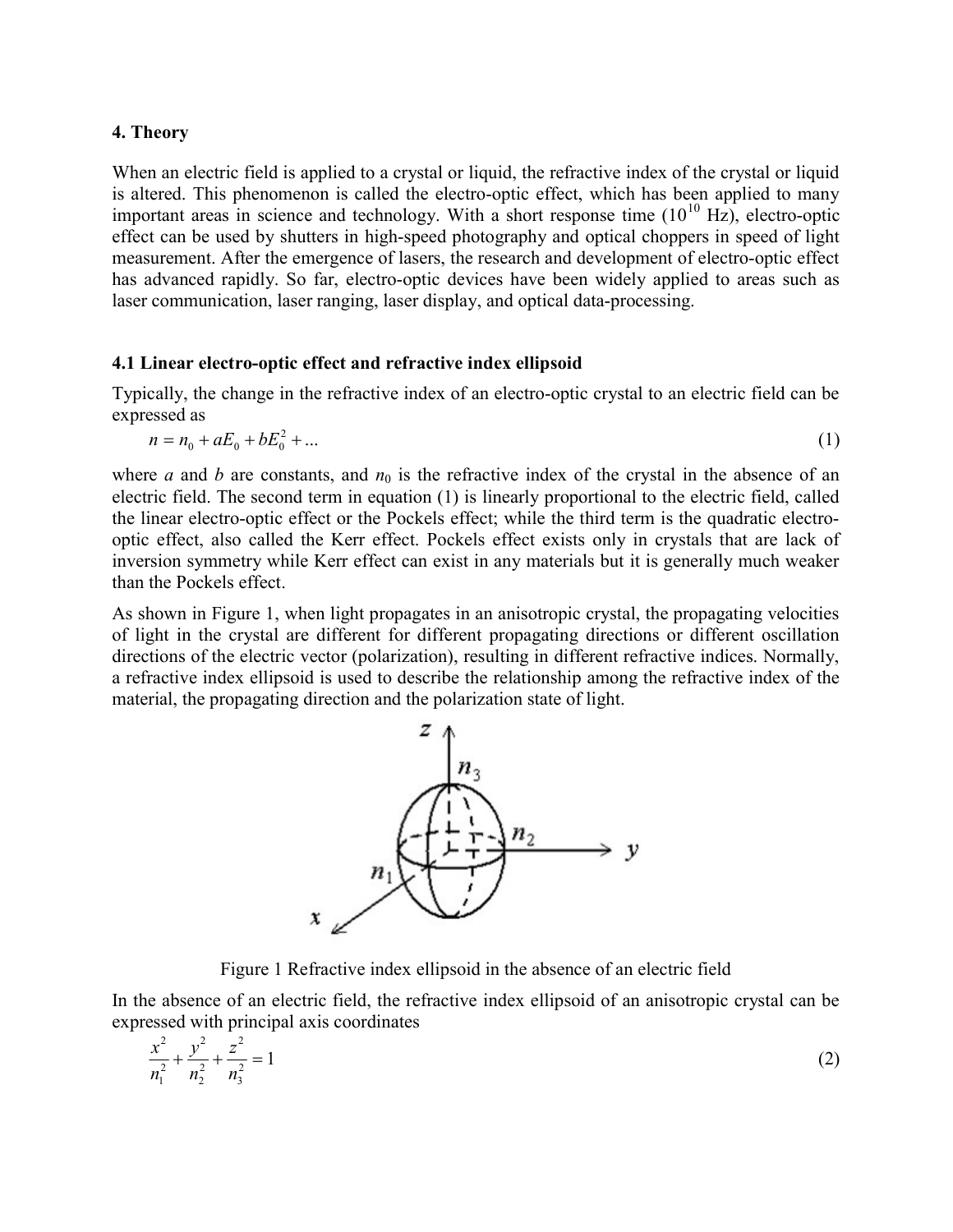## 4. Theory

When an electric field is applied to a crystal or liquid, the refractive index of the crystal or liquid is altered. This phenomenon is called the electro-optic effect, which has been applied to many important areas in science and technology. With a short response time ($10^{10}$ Hz), electro-optic effect can be used by shutters in high-speed photography and optical choppers in speed of light measurement. After the emergence of lasers, the research and development of electro-optic effect has advanced rapidly. So far, electro-optic devices have been widely applied to areas such as laser communication, laser ranging, laser display, and optical data-processing.

### 4.1 Linear electro-optic effect and refractive index ellipsoid

Typically, the change in the refractive index of an electro-optic crystal to an electric field can be expressed as

$$n = n_0 + aE_0 + bE_0^2 + ... \tag{1}$$

where $a$ and $b$ are constants, and $n_0$ is the refractive index of the crystal in the absence of an electric field. The second term in equation (1) is linearly proportional to the electric field, called the linear electro-optic effect or the Pockels effect; while the third term is the quadratic electro-optic effect, also called the Kerr effect. Pockels effect exists only in crystals that are lack of inversion symmetry while Kerr effect can exist in any materials but it is generally much weaker than the Pockels effect.

As shown in Figure 1, when light propagates in an anisotropic crystal, the propagating velocities of light in the crystal are different for different propagating directions or different oscillation directions of the electric vector (polarization), resulting in different refractive indices. Normally, a refractive index ellipsoid is used to describe the relationship among the refractive index of the material, the propagating direction and the polarization state of light.

Figure 1 Refractive index ellipsoid in the absence of an electric field

In the absence of an electric field, the refractive index ellipsoid of an anisotropic crystal can be expressed with principal axis coordinates

$$\frac{x^2}{n_1^2} + \frac{y^2}{n_2^2} + \frac{z^2}{n_3^2} = 1 \tag{2}$$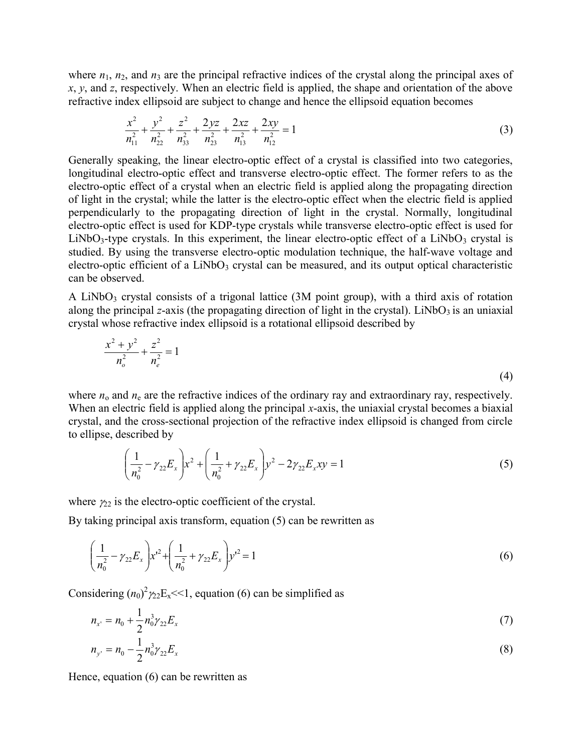where $n_1$, $n_2$, and $n_3$ are the principal refractive indices of the crystal along the principal axes of $x$, $y$, and $z$, respectively. When an electric field is applied, the shape and orientation of the above refractive index ellipsoid are subject to change and hence the ellipsoid equation becomes

$$\frac{x^2}{n_{11}^2}+\frac{y^2}{n_{22}^2}+\frac{z^2}{n_{33}^2}+\frac{2yz}{n_{23}^2}+\frac{2xz}{n_{13}^2}+\frac{2xy}{n_{12}^2}=1 \tag{3}$$

Generally speaking, the linear electro-optic effect of a crystal is classified into two categories, longitudinal electro-optic effect and transverse electro-optic effect. The former refers to as the electro-optic effect of a crystal when an electric field is applied along the propagating direction of light in the crystal; while the latter is the electro-optic effect when the electric field is applied perpendicularly to the propagating direction of light in the crystal. Normally, longitudinal electro-optic effect is used for KDP-type crystals while transverse electro-optic effect is used for $LiNbO_3$-type crystals. In this experiment, the linear electro-optic effect of a $LiNbO_3$ crystal is studied. By using the transverse electro-optic modulation technique, the half-wave voltage and electro-optic efficient of a $LiNbO_3$ crystal can be measured, and its output optical characteristic can be observed.

A $LiNbO_3$ crystal consists of a trigonal lattice (3M point group), with a third axis of rotation along the principal $z$-axis (the propagating direction of light in the crystal). $LiNbO_3$ is an uniaxial crystal whose refractive index ellipsoid is a rotational ellipsoid described by

$$\frac{x^2+y^2}{n_o^2}+\frac{z^2}{n_e^2}=1 \tag{4}$$

where $n_o$ and $n_e$ are the refractive indices of the ordinary ray and extraordinary ray, respectively. When an electric field is applied along the principal $x$-axis, the uniaxial crystal becomes a biaxial crystal, and the cross-sectional projection of the refractive index ellipsoid is changed from circle to ellipse, described by

$$\left(\frac{1}{n_0^2}-\gamma_{22}E_x\right)x^2+\left(\frac{1}{n_0^2}+\gamma_{22}E_x\right)y^2-2\gamma_{22}E_x xy=1 \tag{5}$$

where $\gamma_{22}$ is the electro-optic coefficient of the crystal.

By taking principal axis transform, equation (5) can be rewritten as

$$\left(\frac{1}{n_0^2}-\gamma_{22}E_x\right)x'^2+\left(\frac{1}{n_0^2}+\gamma_{22}E_x\right)y'^2=1 \tag{6}$$

Considering $(n_0)^2\gamma_{22}E_x<<1$, equation (6) can be simplified as

$$n_{x'}=n_0+\frac{1}{2}n_0^3\gamma_{22}E_x \tag{7}$$

$$n_{y'}=n_0-\frac{1}{2}n_0^3\gamma_{22}E_x \tag{8}$$

Hence, equation (6) can be rewritten as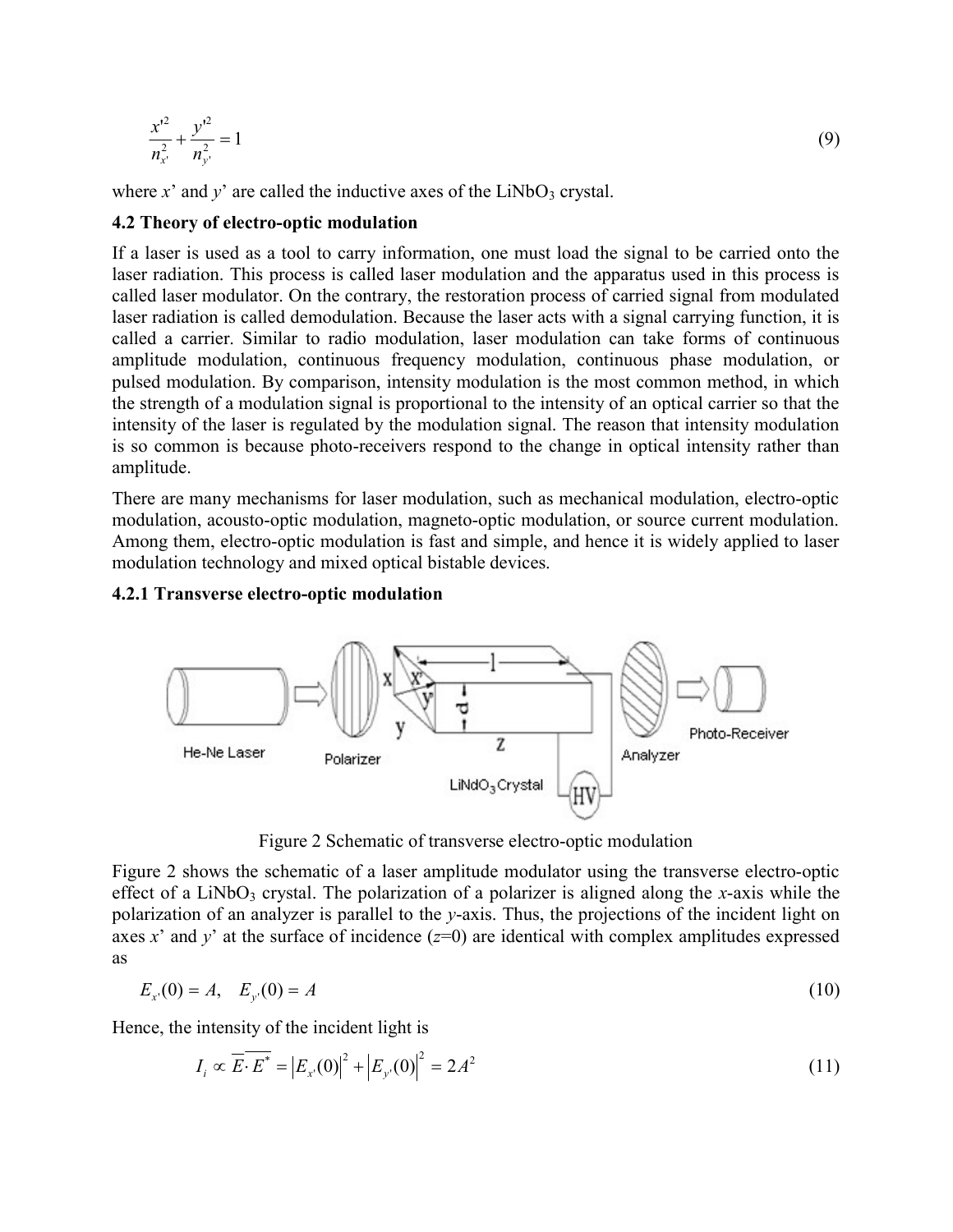$$\frac{x'^2}{n_{x'}^2} + \frac{y'^2}{n_{y'}^2} = 1 \tag{9}$$

where *x*' and *y*' are called the inductive axes of the $LiNbO_3$ crystal.

### 4.2 Theory of electro-optic modulation

If a laser is used as a tool to carry information, one must load the signal to be carried onto the laser radiation. This process is called laser modulation and the apparatus used in this process is called laser modulator. On the contrary, the restoration process of carried signal from modulated laser radiation is called demodulation. Because the laser acts with a signal carrying function, it is called a carrier. Similar to radio modulation, laser modulation can take forms of continuous amplitude modulation, continuous frequency modulation, continuous phase modulation, or pulsed modulation. By comparison, intensity modulation is the most common method, in which the strength of a modulation signal is proportional to the intensity of an optical carrier so that the intensity of the laser is regulated by the modulation signal. The reason that intensity modulation is so common is because photo-receivers respond to the change in optical intensity rather than amplitude.

There are many mechanisms for laser modulation, such as mechanical modulation, electro-optic modulation, acousto-optic modulation, magneto-optic modulation, or source current modulation. Among them, electro-optic modulation is fast and simple, and hence it is widely applied to laser modulation technology and mixed optical bistable devices.

#### 4.2.1 Transverse electro-optic modulation

Figure 2 Schematic of transverse electro-optic modulation

Figure 2 shows the schematic of a laser amplitude modulator using the transverse electro-optic effect of a $LiNbO_3$ crystal. The polarization of a polarizer is aligned along the *x*-axis while the polarization of an analyzer is parallel to the *y*-axis. Thus, the projections of the incident light on axes *x*' and *y*' at the surface of incidence (*z*=0) are identical with complex amplitudes expressed as

$$E_{x'}(0) = A, \quad E_{y'}(0) = A \tag{10}$$

Hence, the intensity of the incident light is

$$I_i \propto \overline{E \cdot E^*} = |E_{x'}(0)|^2 + |E_{y'}(0)|^2 = 2A^2 \tag{11}$$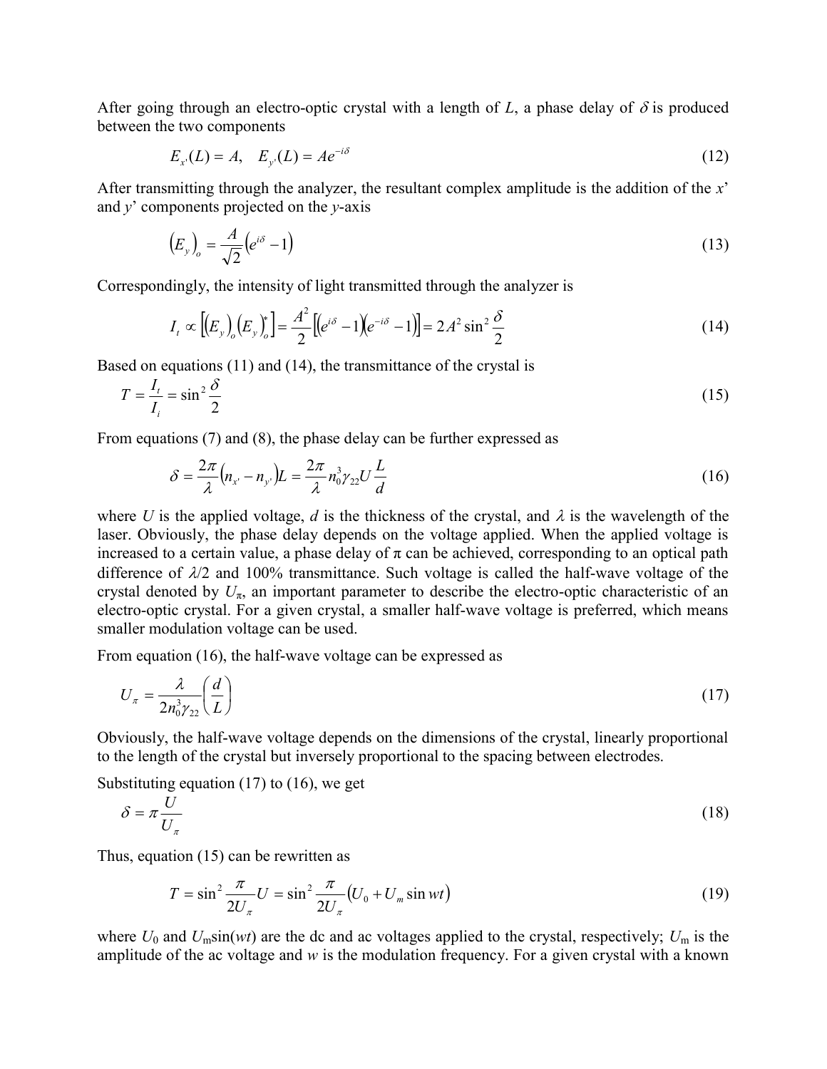After going through an electro-optic crystal with a length of $L$, a phase delay of $\delta$ is produced between the two components

$$E_{x'}(L) = A, \quad E_{y'}(L) = Ae^{-i\delta} \tag{12}$$

After transmitting through the analyzer, the resultant complex amplitude is the addition of the $x$' and $y$' components projected on the $y$-axis

$$\left(E_y\right)_o = \frac{A}{\sqrt{2}}\left(e^{i\delta} - 1\right) \tag{13}$$

Correspondingly, the intensity of light transmitted through the analyzer is

$$I_t \propto \left[\left(E_y\right)_o\left(E_y\right)_o^*\right] = \frac{A^2}{2}\left[\left(e^{i\delta} - 1\right)\left(e^{-i\delta} - 1\right)\right] = 2A^2 \sin^2\frac{\delta}{2} \tag{14}$$

Based on equations (11) and (14), the transmittance of the crystal is

$$T = \frac{I_t}{I_i} = \sin^2\frac{\delta}{2} \tag{15}$$

From equations (7) and (8), the phase delay can be further expressed as

$$\delta = \frac{2\pi}{\lambda}\left(n_{x'} - n_{y'}\right)L = \frac{2\pi}{\lambda} n_0^3 \gamma_{22} U \frac{L}{d} \tag{16}$$

where $U$ is the applied voltage, $d$ is the thickness of the crystal, and $\lambda$ is the wavelength of the laser. Obviously, the phase delay depends on the voltage applied. When the applied voltage is increased to a certain value, a phase delay of $\pi$ can be achieved, corresponding to an optical path difference of $\lambda/2$ and 100% transmittance. Such voltage is called the half-wave voltage of the crystal denoted by $U_\pi$, an important parameter to describe the electro-optic characteristic of an electro-optic crystal. For a given crystal, a smaller half-wave voltage is preferred, which means smaller modulation voltage can be used.

From equation (16), the half-wave voltage can be expressed as

$$U_\pi = \frac{\lambda}{2n_0^3\gamma_{22}}\left(\frac{d}{L}\right) \tag{17}$$

Obviously, the half-wave voltage depends on the dimensions of the crystal, linearly proportional to the length of the crystal but inversely proportional to the spacing between electrodes.

Substituting equation (17) to (16), we get

$$\delta = \pi\frac{U}{U_\pi} \tag{18}$$

Thus, equation (15) can be rewritten as

$$T = \sin^2\frac{\pi}{2U_\pi}U = \sin^2\frac{\pi}{2U_\pi}\left(U_0 + U_m \sin wt\right) \tag{19}$$

where $U_0$ and $U_m\sin(wt)$ are the dc and ac voltages applied to the crystal, respectively; $U_m$ is the amplitude of the ac voltage and $w$ is the modulation frequency. For a given crystal with a known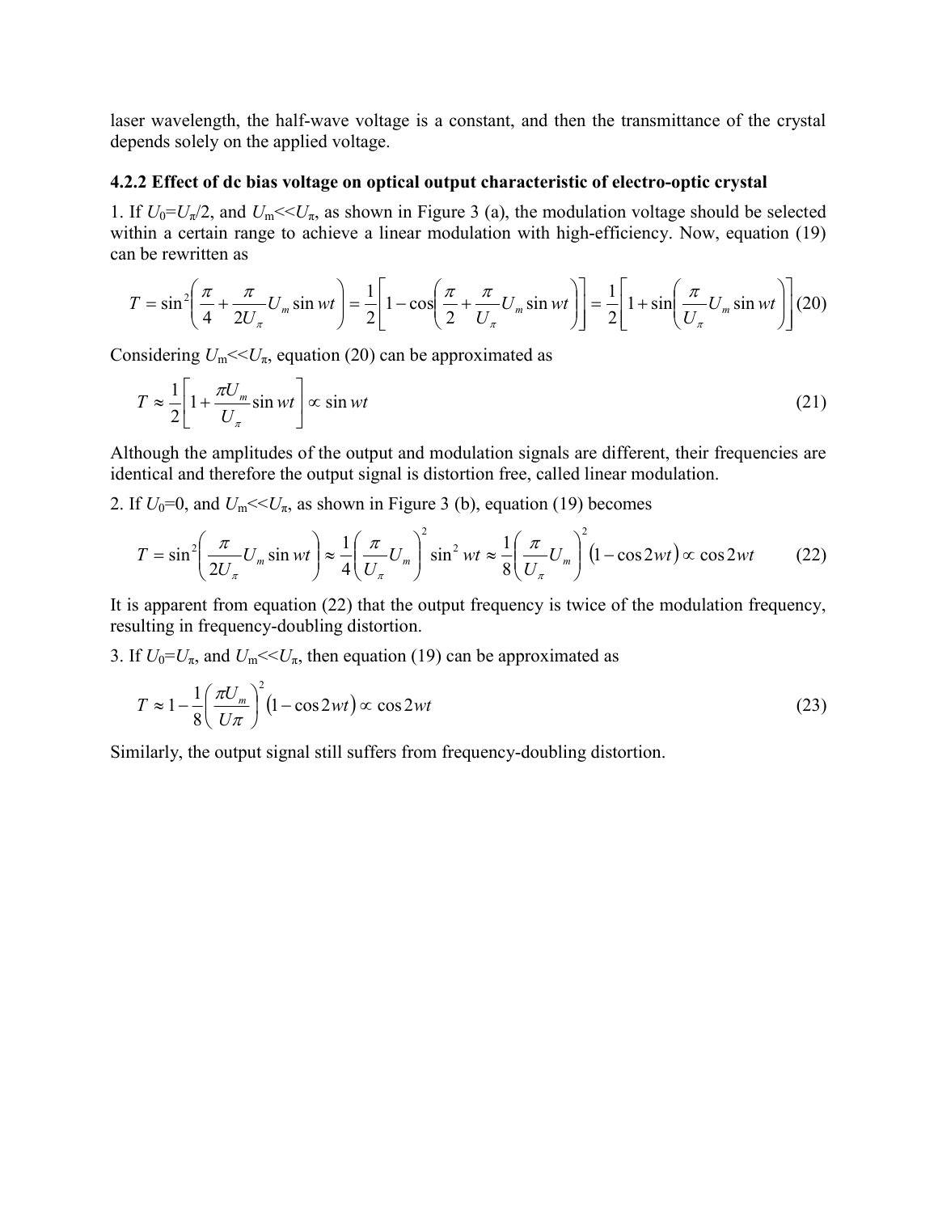laser wavelength, the half-wave voltage is a constant, and then the transmittance of the crystal depends solely on the applied voltage.

### 4.2.2 Effect of dc bias voltage on optical output characteristic of electro-optic crystal

1. If $U_0=U_\pi/2$, and $U_m<<U_\pi$, as shown in Figure 3 (a), the modulation voltage should be selected within a certain range to achieve a linear modulation with high-efficiency. Now, equation (19) can be rewritten as

$$T=\sin^2\left(\frac{\pi}{4}+\frac{\pi}{2U_\pi}U_m\sin wt\right)=\frac{1}{2}\left[1-\cos\left(\frac{\pi}{2}+\frac{\pi}{U_\pi}U_m\sin wt\right)\right]=\frac{1}{2}\left[1+\sin\left(\frac{\pi}{U_\pi}U_m\sin wt\right)\right] \tag{20}$$

Considering $U_m<<U_\pi$, equation (20) can be approximated as

$$T\approx\frac{1}{2}\left[1+\frac{\pi U_m}{U_\pi}\sin wt\right]\propto\sin wt \tag{21}$$

Although the amplitudes of the output and modulation signals are different, their frequencies are identical and therefore the output signal is distortion free, called linear modulation.

2. If $U_0=0$, and $U_m<<U_\pi$, as shown in Figure 3 (b), equation (19) becomes

$$T=\sin^2\left(\frac{\pi}{2U_\pi}U_m\sin wt\right)\approx\frac{1}{4}\left(\frac{\pi}{U_\pi}U_m\right)^2\sin^2 wt\approx\frac{1}{8}\left(\frac{\pi}{U_\pi}U_m\right)^2(1-\cos 2wt)\propto\cos 2wt \tag{22}$$

It is apparent from equation (22) that the output frequency is twice of the modulation frequency, resulting in frequency-doubling distortion.

3. If $U_0=U_\pi$, and $U_m<<U_\pi$, then equation (19) can be approximated as

$$T\approx 1-\frac{1}{8}\left(\frac{\pi U_m}{U\pi}\right)^2(1-\cos 2wt)\propto\cos 2wt \tag{23}$$

Similarly, the output signal still suffers from frequency-doubling distortion.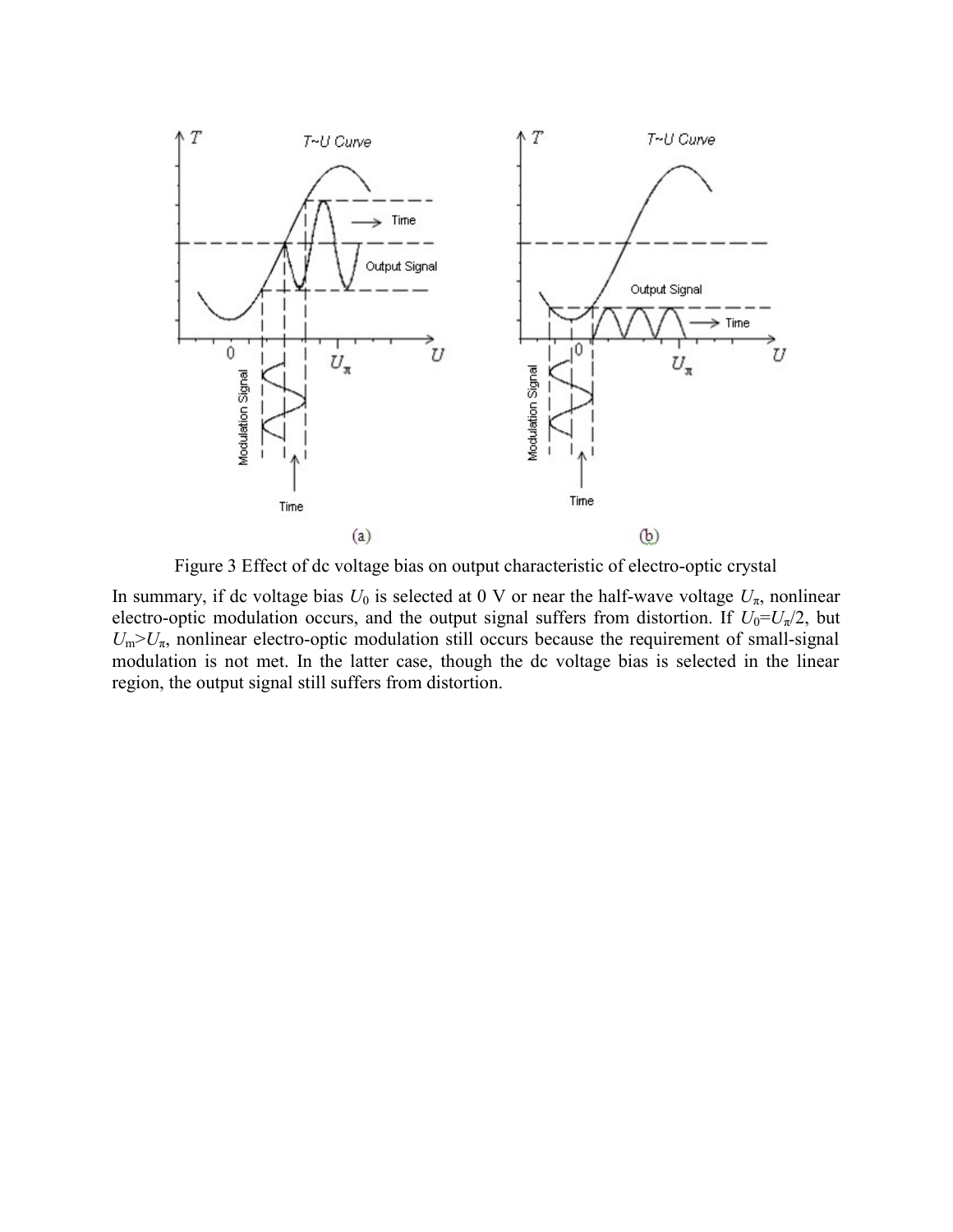T

T~U Curve

Time

Output Signal

0

$U_\pi$

U

Modulation Signal

Time

(a)

T

T~U Curve

Output Signal

Time

0

$U_\pi$

U

Modulation Signal

Time

(b)

Figure 3 Effect of dc voltage bias on output characteristic of electro-optic crystal

In summary, if dc voltage bias $U_0$ is selected at 0 V or near the half-wave voltage $U_\pi$, nonlinear electro-optic modulation occurs, and the output signal suffers from distortion. If $U_0=U_\pi/2$, but $U_m>U_\pi$, nonlinear electro-optic modulation still occurs because the requirement of small-signal modulation is not met. In the latter case, though the dc voltage bias is selected in the linear region, the output signal still suffers from distortion.